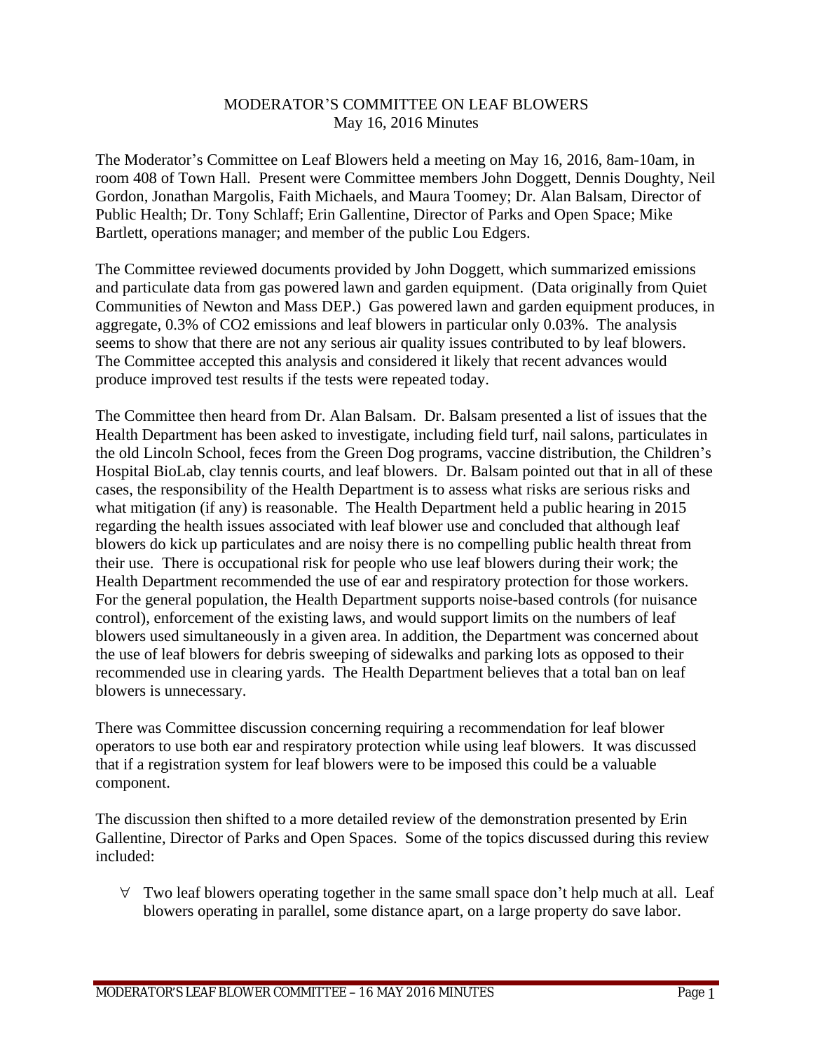MODERATOR'S COMMITTEE ON LEAF BLOWERS
May 16, 2016 Minutes

The Moderator's Committee on Leaf Blowers held a meeting on May 16, 2016, 8am-10am, in room 408 of Town Hall. Present were Committee members John Doggett, Dennis Doughty, Neil Gordon, Jonathan Margolis, Faith Michaels, and Maura Toomey; Dr. Alan Balsam, Director of Public Health; Dr. Tony Schlaff; Erin Gallentine, Director of Parks and Open Space; Mike Bartlett, operations manager; and member of the public Lou Edgers.

The Committee reviewed documents provided by John Doggett, which summarized emissions and particulate data from gas powered lawn and garden equipment. (Data originally from Quiet Communities of Newton and Mass DEP.) Gas powered lawn and garden equipment produces, in aggregate, 0.3% of $CO_2$ emissions and leaf blowers in particular only 0.03%. The analysis seems to show that there are not any serious air quality issues contributed to by leaf blowers. The Committee accepted this analysis and considered it likely that recent advances would produce improved test results if the tests were repeated today.

The Committee then heard from Dr. Alan Balsam. Dr. Balsam presented a list of issues that the Health Department has been asked to investigate, including field turf, nail salons, particulates in the old Lincoln School, feces from the Green Dog programs, vaccine distribution, the Children's Hospital BioLab, clay tennis courts, and leaf blowers. Dr. Balsam pointed out that in all of these cases, the responsibility of the Health Department is to assess what risks are serious risks and what mitigation (if any) is reasonable. The Health Department held a public hearing in 2015 regarding the health issues associated with leaf blower use and concluded that although leaf blowers do kick up particulates and are noisy there is no compelling public health threat from their use. There is occupational risk for people who use leaf blowers during their work; the Health Department recommended the use of ear and respiratory protection for those workers. For the general population, the Health Department supports noise-based controls (for nuisance control), enforcement of the existing laws, and would support limits on the numbers of leaf blowers used simultaneously in a given area. In addition, the Department was concerned about the use of leaf blowers for debris sweeping of sidewalks and parking lots as opposed to their recommended use in clearing yards. The Health Department believes that a total ban on leaf blowers is unnecessary.

There was Committee discussion concerning requiring a recommendation for leaf blower operators to use both ear and respiratory protection while using leaf blowers. It was discussed that if a registration system for leaf blowers were to be imposed this could be a valuable component.

The discussion then shifted to a more detailed review of the demonstration presented by Erin Gallentine, Director of Parks and Open Spaces. Some of the topics discussed during this review included:

- Two leaf blowers operating together in the same small space don't help much at all. Leaf blowers operating in parallel, some distance apart, on a large property do save labor.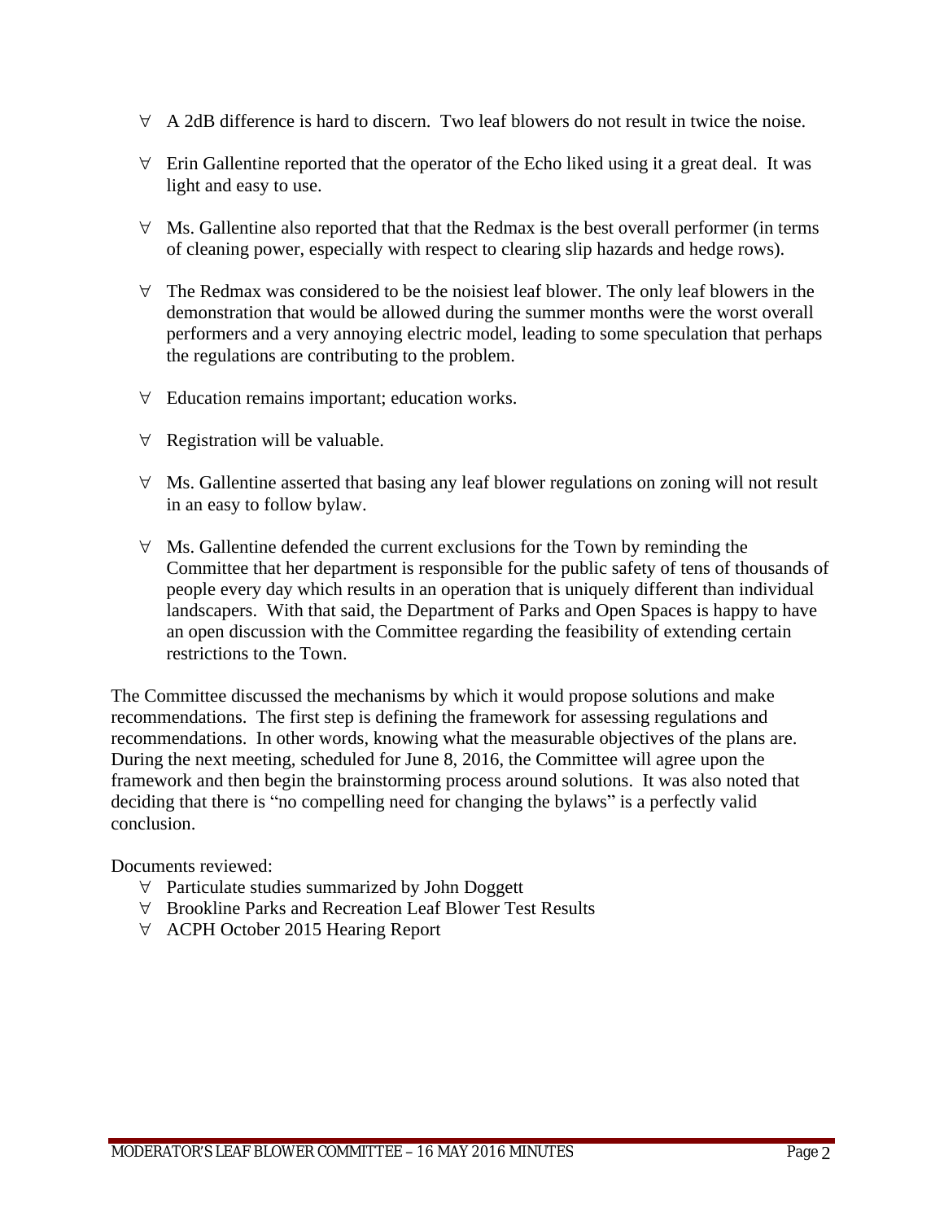- A 2dB difference is hard to discern. Two leaf blowers do not result in twice the noise.

- Erin Gallentine reported that the operator of the Echo liked using it a great deal. It was light and easy to use.

- Ms. Gallentine also reported that that the Redmax is the best overall performer (in terms of cleaning power, especially with respect to clearing slip hazards and hedge rows).

- The Redmax was considered to be the noisiest leaf blower. The only leaf blowers in the demonstration that would be allowed during the summer months were the worst overall performers and a very annoying electric model, leading to some speculation that perhaps the regulations are contributing to the problem.

- Education remains important; education works.

- Registration will be valuable.

- Ms. Gallentine asserted that basing any leaf blower regulations on zoning will not result in an easy to follow bylaw.

- Ms. Gallentine defended the current exclusions for the Town by reminding the Committee that her department is responsible for the public safety of tens of thousands of people every day which results in an operation that is uniquely different than individual landscapers. With that said, the Department of Parks and Open Spaces is happy to have an open discussion with the Committee regarding the feasibility of extending certain restrictions to the Town.

The Committee discussed the mechanisms by which it would propose solutions and make recommendations. The first step is defining the framework for assessing regulations and recommendations. In other words, knowing what the measurable objectives of the plans are. During the next meeting, scheduled for June 8, 2016, the Committee will agree upon the framework and then begin the brainstorming process around solutions. It was also noted that deciding that there is "no compelling need for changing the bylaws" is a perfectly valid conclusion.

Documents reviewed:

- Particulate studies summarized by John Doggett
- Brookline Parks and Recreation Leaf Blower Test Results
- ACPH October 2015 Hearing Report